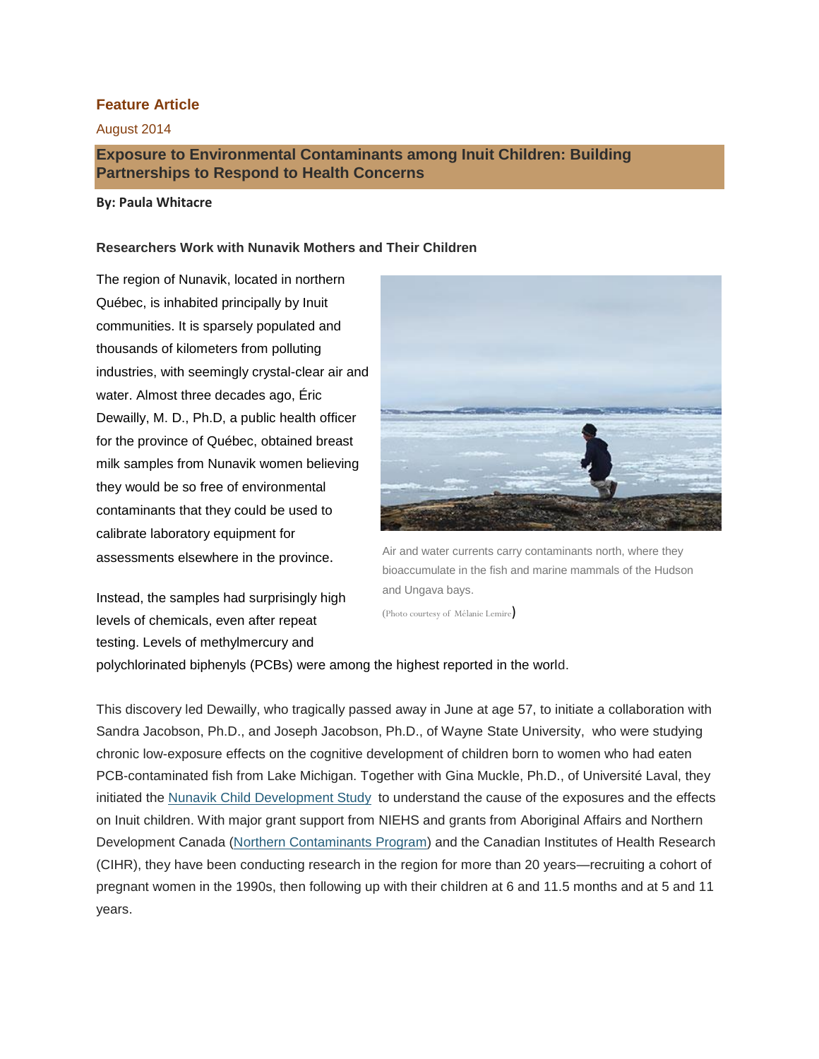**Feature Article**

August 2014

## Exposure to Environmental Contaminants among Inuit Children: Building Partnerships to Respond to Health Concerns

**By: Paula Whitacre**

### Researchers Work with Nunavik Mothers and Their Children

The region of Nunavik, located in northern Québec, is inhabited principally by Inuit communities. It is sparsely populated and thousands of kilometers from polluting industries, with seemingly crystal-clear air and water. Almost three decades ago, Éric Dewailly, M. D., Ph.D, a public health officer for the province of Québec, obtained breast milk samples from Nunavik women believing they would be so free of environmental contaminants that they could be used to calibrate laboratory equipment for assessments elsewhere in the province.

Air and water currents carry contaminants north, where they bioaccumulate in the fish and marine mammals of the Hudson and Ungava bays.

(Photo courtesy of Mélanie Lemire)

Instead, the samples had surprisingly high levels of chemicals, even after repeat testing. Levels of methylmercury and polychlorinated biphenyls (PCBs) were among the highest reported in the world.

This discovery led Dewailly, who tragically passed away in June at age 57, to initiate a collaboration with Sandra Jacobson, Ph.D., and Joseph Jacobson, Ph.D., of Wayne State University, who were studying chronic low-exposure effects on the cognitive development of children born to women who had eaten PCB-contaminated fish from Lake Michigan. Together with Gina Muckle, Ph.D., of Université Laval, they initiated the Nunavik Child Development Study to understand the cause of the exposures and the effects on Inuit children. With major grant support from NIEHS and grants from Aboriginal Affairs and Northern Development Canada (Northern Contaminants Program) and the Canadian Institutes of Health Research (CIHR), they have been conducting research in the region for more than 20 years—recruiting a cohort of pregnant women in the 1990s, then following up with their children at 6 and 11.5 months and at 5 and 11 years.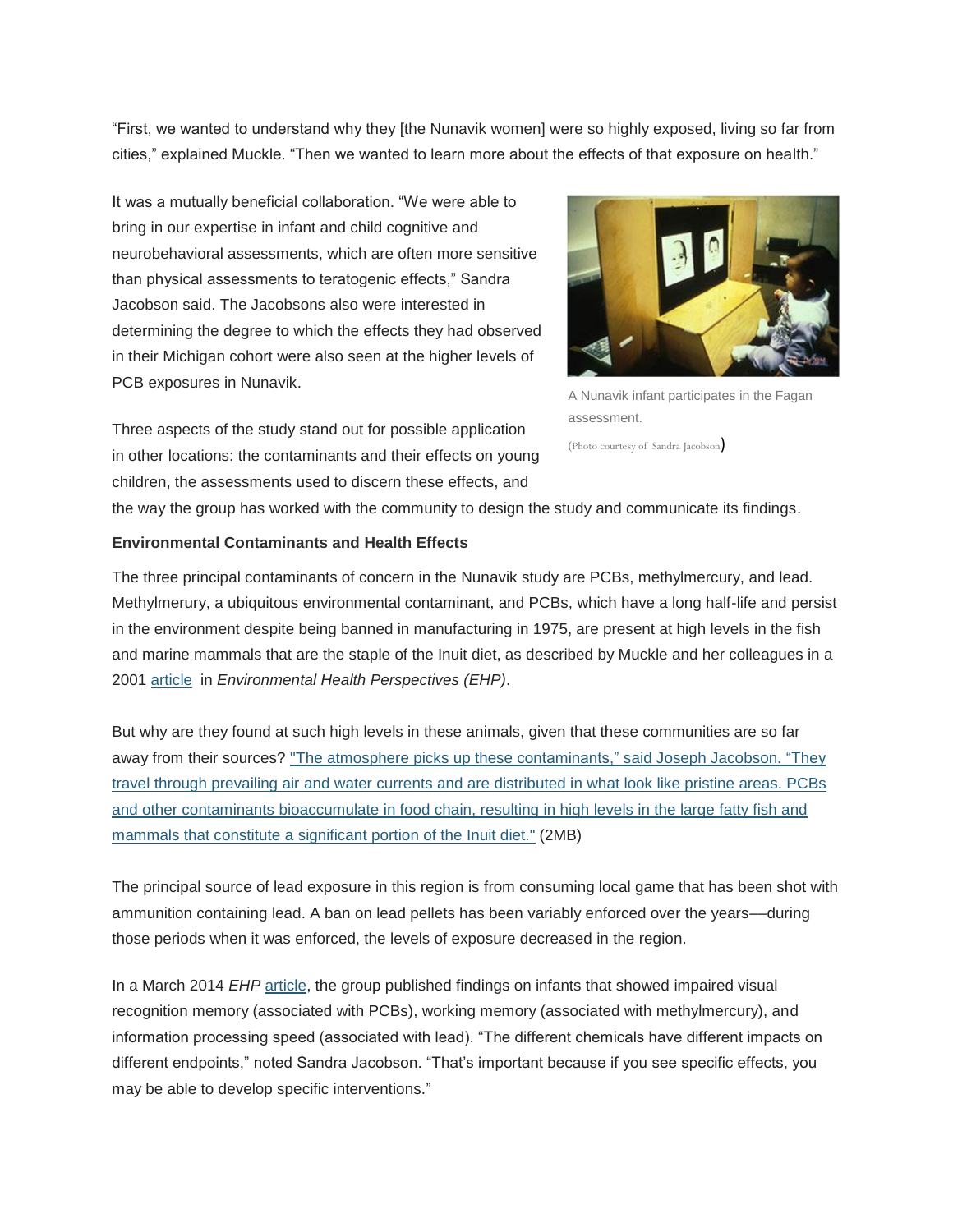"First, we wanted to understand why they [the Nunavik women] were so highly exposed, living so far from cities," explained Muckle. "Then we wanted to learn more about the effects of that exposure on health."

It was a mutually beneficial collaboration. "We were able to bring in our expertise in infant and child cognitive and neurobehavioral assessments, which are often more sensitive than physical assessments to teratogenic effects," Sandra Jacobson said. The Jacobsons also were interested in determining the degree to which the effects they had observed in their Michigan cohort were also seen at the higher levels of PCB exposures in Nunavik.

A Nunavik infant participates in the Fagan assessment.

(Photo courtesy of Sandra Jacobson)

Three aspects of the study stand out for possible application in other locations: the contaminants and their effects on young children, the assessments used to discern these effects, and the way the group has worked with the community to design the study and communicate its findings.

**Environmental Contaminants and Health Effects**

The three principal contaminants of concern in the Nunavik study are PCBs, methylmercury, and lead. Methylmerury, a ubiquitous environmental contaminant, and PCBs, which have a long half-life and persist in the environment despite being banned in manufacturing in 1975, are present at high levels in the fish and marine mammals that are the staple of the Inuit diet, as described by Muckle and her colleagues in a 2001 article in *Environmental Health Perspectives (EHP)*.

But why are they found at such high levels in these animals, given that these communities are so far away from their sources? "The atmosphere picks up these contaminants," said Joseph Jacobson. "They travel through prevailing air and water currents and are distributed in what look like pristine areas. PCBs and other contaminants bioaccumulate in food chain, resulting in high levels in the large fatty fish and mammals that constitute a significant portion of the Inuit diet." (2MB)

The principal source of lead exposure in this region is from consuming local game that has been shot with ammunition containing lead. A ban on lead pellets has been variably enforced over the years—during those periods when it was enforced, the levels of exposure decreased in the region.

In a March 2014 *EHP* article, the group published findings on infants that showed impaired visual recognition memory (associated with PCBs), working memory (associated with methylmercury), and information processing speed (associated with lead). "The different chemicals have different impacts on different endpoints," noted Sandra Jacobson. "That's important because if you see specific effects, you may be able to develop specific interventions."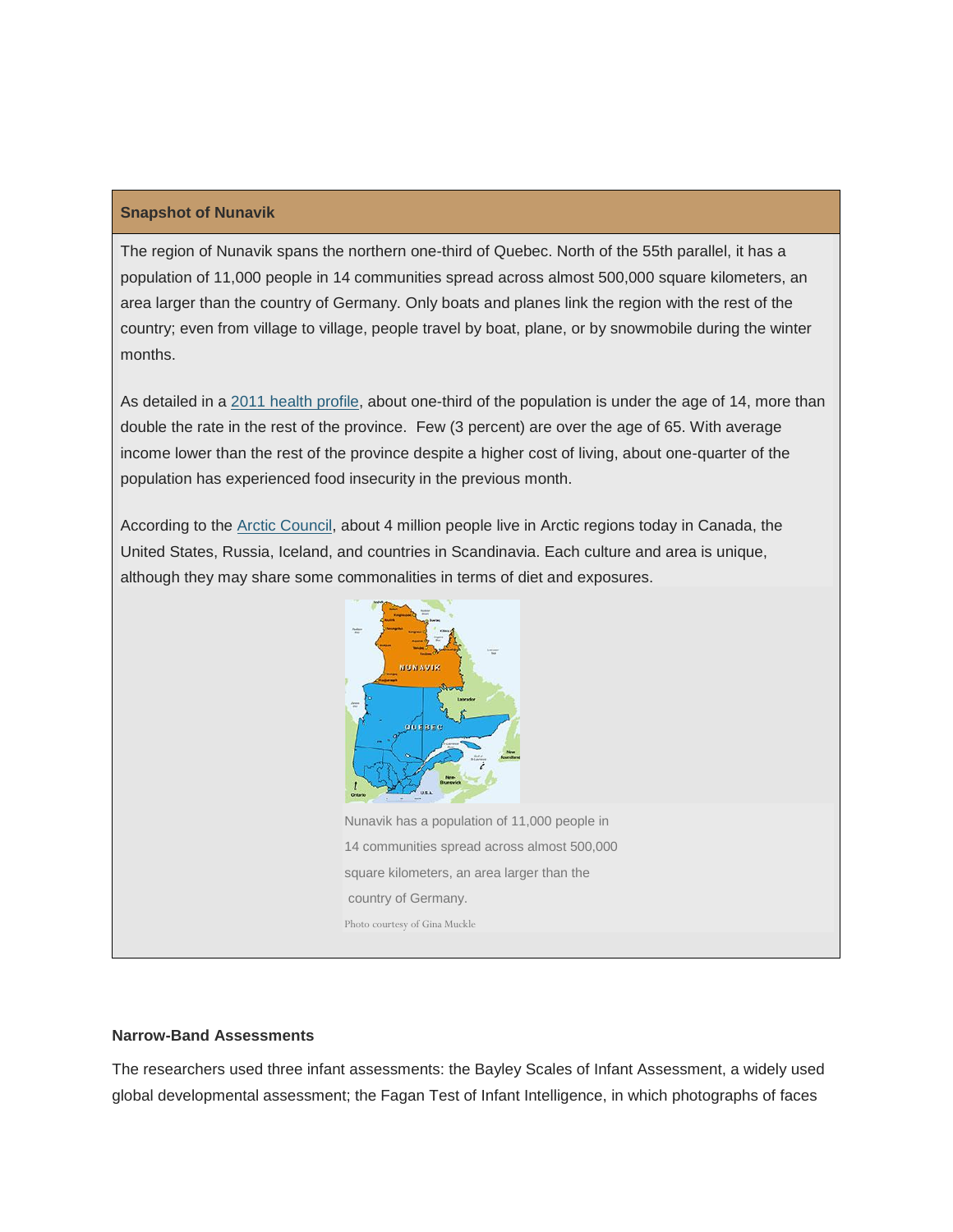**Snapshot of Nunavik**

The region of Nunavik spans the northern one-third of Quebec. North of the 55th parallel, it has a population of 11,000 people in 14 communities spread across almost 500,000 square kilometers, an area larger than the country of Germany. Only boats and planes link the region with the rest of the country; even from village to village, people travel by boat, plane, or by snowmobile during the winter months.

As detailed in a 2011 health profile, about one-third of the population is under the age of 14, more than double the rate in the rest of the province. Few (3 percent) are over the age of 65. With average income lower than the rest of the province despite a higher cost of living, about one-quarter of the population has experienced food insecurity in the previous month.

According to the Arctic Council, about 4 million people live in Arctic regions today in Canada, the United States, Russia, Iceland, and countries in Scandinavia. Each culture and area is unique, although they may share some commonalities in terms of diet and exposures.

Nunavik has a population of 11,000 people in 14 communities spread across almost 500,000 square kilometers, an area larger than the country of Germany.

Photo courtesy of Gina Muckle

**Narrow-Band Assessments**

The researchers used three infant assessments: the Bayley Scales of Infant Assessment, a widely used global developmental assessment; the Fagan Test of Infant Intelligence, in which photographs of faces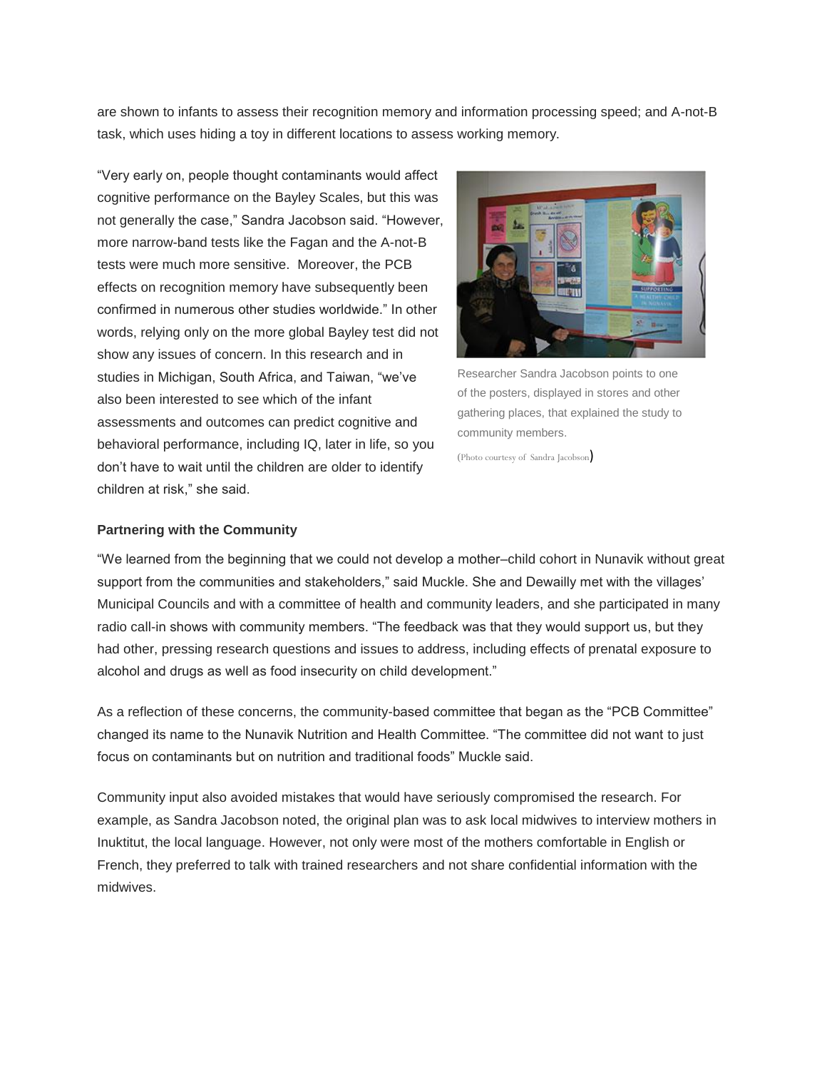are shown to infants to assess their recognition memory and information processing speed; and A-not-B task, which uses hiding a toy in different locations to assess working memory.

“Very early on, people thought contaminants would affect cognitive performance on the Bayley Scales, but this was not generally the case,” Sandra Jacobson said. “However, more narrow-band tests like the Fagan and the A-not-B tests were much more sensitive. Moreover, the PCB effects on recognition memory have subsequently been confirmed in numerous other studies worldwide.” In other words, relying only on the more global Bayley test did not show any issues of concern. In this research and in studies in Michigan, South Africa, and Taiwan, “we’ve also been interested to see which of the infant assessments and outcomes can predict cognitive and behavioral performance, including IQ, later in life, so you don’t have to wait until the children are older to identify children at risk,” she said.

Researcher Sandra Jacobson points to one of the posters, displayed in stores and other gathering places, that explained the study to community members.

(Photo courtesy of Sandra Jacobson)

**Partnering with the Community**

“We learned from the beginning that we could not develop a mother–child cohort in Nunavik without great support from the communities and stakeholders,” said Muckle. She and Dewailly met with the villages’ Municipal Councils and with a committee of health and community leaders, and she participated in many radio call-in shows with community members. “The feedback was that they would support us, but they had other, pressing research questions and issues to address, including effects of prenatal exposure to alcohol and drugs as well as food insecurity on child development.”

As a reflection of these concerns, the community-based committee that began as the “PCB Committee” changed its name to the Nunavik Nutrition and Health Committee. “The committee did not want to just focus on contaminants but on nutrition and traditional foods” Muckle said.

Community input also avoided mistakes that would have seriously compromised the research. For example, as Sandra Jacobson noted, the original plan was to ask local midwives to interview mothers in Inuktitut, the local language. However, not only were most of the mothers comfortable in English or French, they preferred to talk with trained researchers and not share confidential information with the midwives.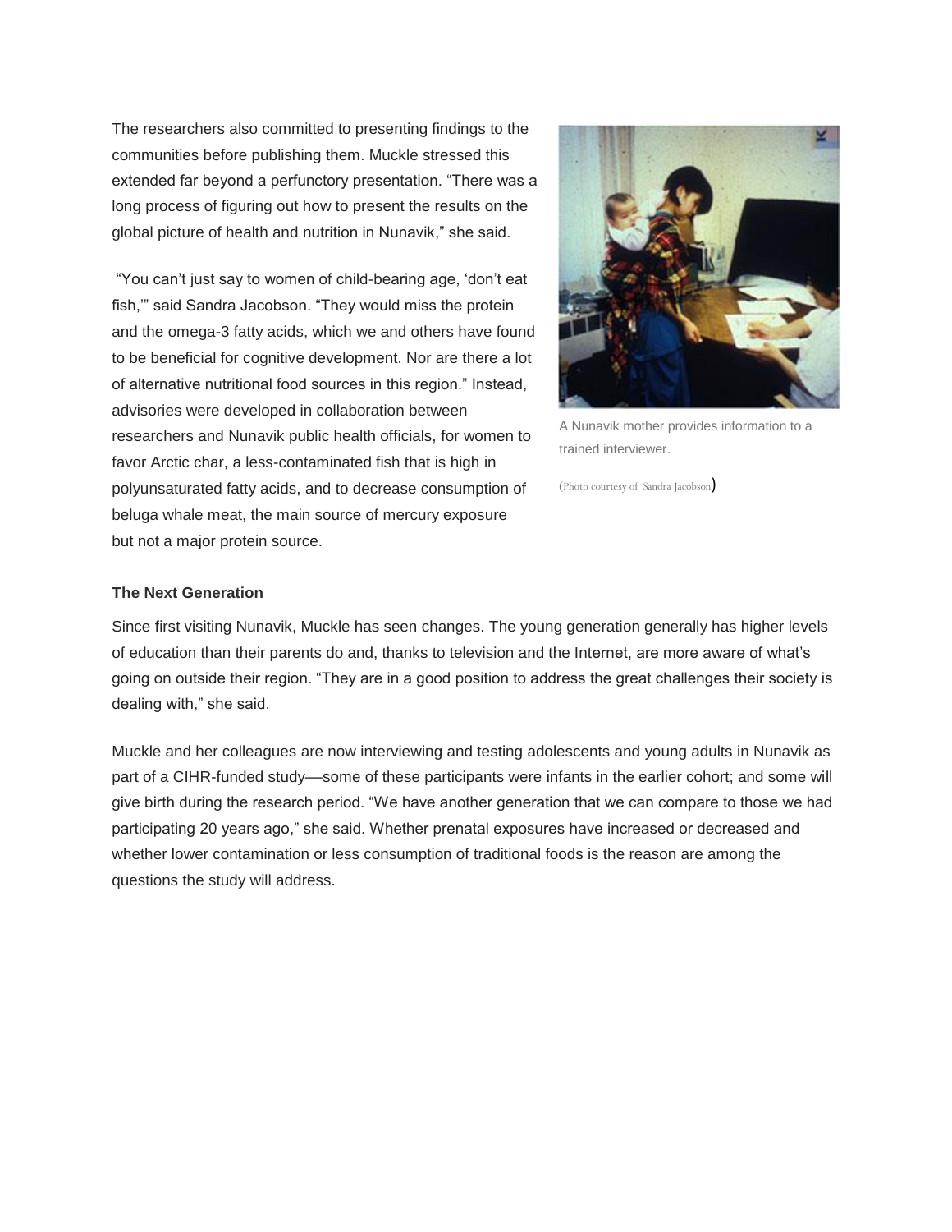The researchers also committed to presenting findings to the communities before publishing them. Muckle stressed this extended far beyond a perfunctory presentation. "There was a long process of figuring out how to present the results on the global picture of health and nutrition in Nunavik," she said.

"You can't just say to women of child-bearing age, 'don't eat fish,'" said Sandra Jacobson. "They would miss the protein and the omega-3 fatty acids, which we and others have found to be beneficial for cognitive development. Nor are there a lot of alternative nutritional food sources in this region." Instead, advisories were developed in collaboration between researchers and Nunavik public health officials, for women to favor Arctic char, a less-contaminated fish that is high in polyunsaturated fatty acids, and to decrease consumption of beluga whale meat, the main source of mercury exposure but not a major protein source.

A Nunavik mother provides information to a trained interviewer.

(Photo courtesy of Sandra Jacobson)

**The Next Generation**

Since first visiting Nunavik, Muckle has seen changes. The young generation generally has higher levels of education than their parents do and, thanks to television and the Internet, are more aware of what's going on outside their region. "They are in a good position to address the great challenges their society is dealing with," she said.

Muckle and her colleagues are now interviewing and testing adolescents and young adults in Nunavik as part of a CIHR-funded study—some of these participants were infants in the earlier cohort; and some will give birth during the research period. "We have another generation that we can compare to those we had participating 20 years ago," she said. Whether prenatal exposures have increased or decreased and whether lower contamination or less consumption of traditional foods is the reason are among the questions the study will address.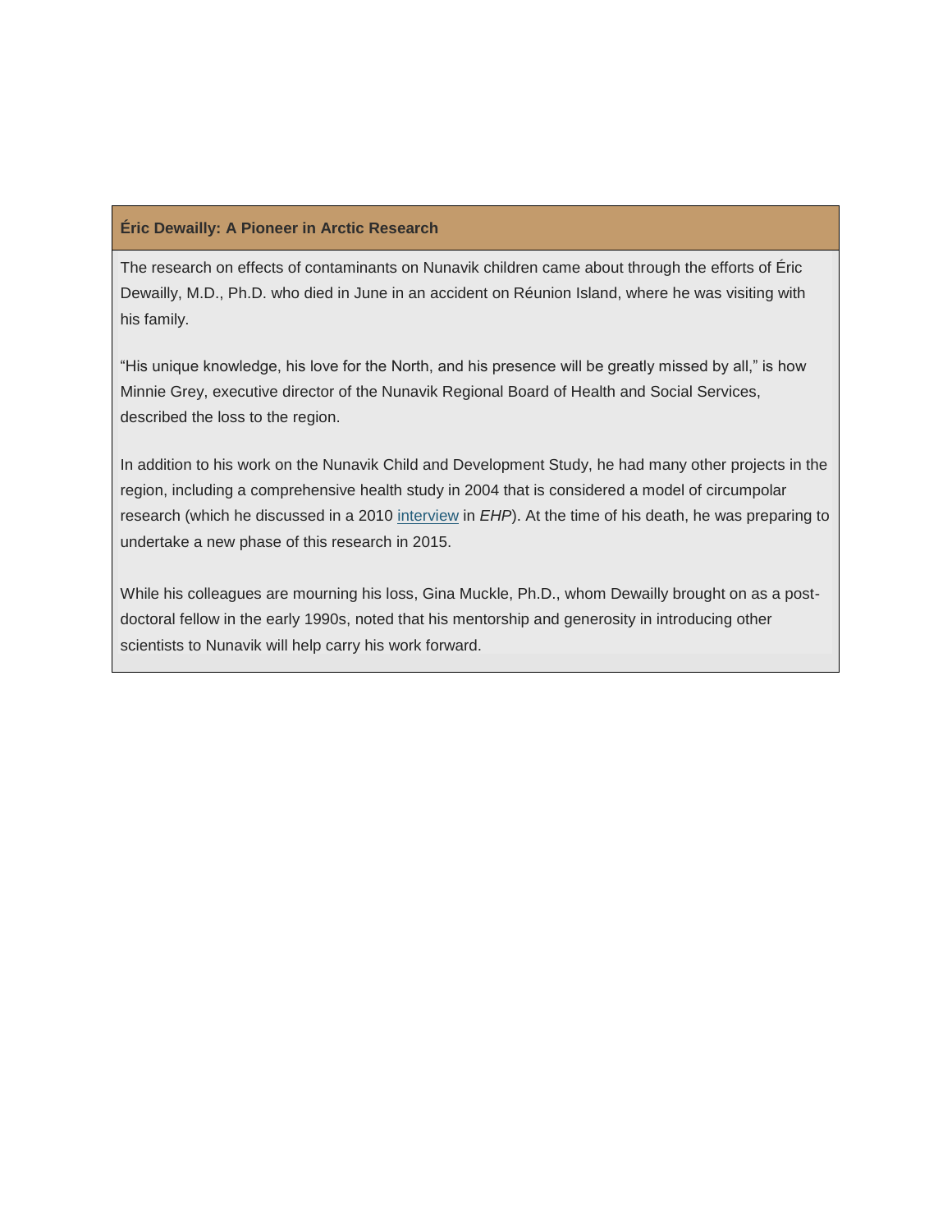**Éric Dewailly: A Pioneer in Arctic Research**

The research on effects of contaminants on Nunavik children came about through the efforts of Éric Dewailly, M.D., Ph.D. who died in June in an accident on Réunion Island, where he was visiting with his family.

"His unique knowledge, his love for the North, and his presence will be greatly missed by all," is how Minnie Grey, executive director of the Nunavik Regional Board of Health and Social Services, described the loss to the region.

In addition to his work on the Nunavik Child and Development Study, he had many other projects in the region, including a comprehensive health study in 2004 that is considered a model of circumpolar research (which he discussed in a 2010 interview in *EHP*). At the time of his death, he was preparing to undertake a new phase of this research in 2015.

While his colleagues are mourning his loss, Gina Muckle, Ph.D., whom Dewailly brought on as a post-doctoral fellow in the early 1990s, noted that his mentorship and generosity in introducing other scientists to Nunavik will help carry his work forward.